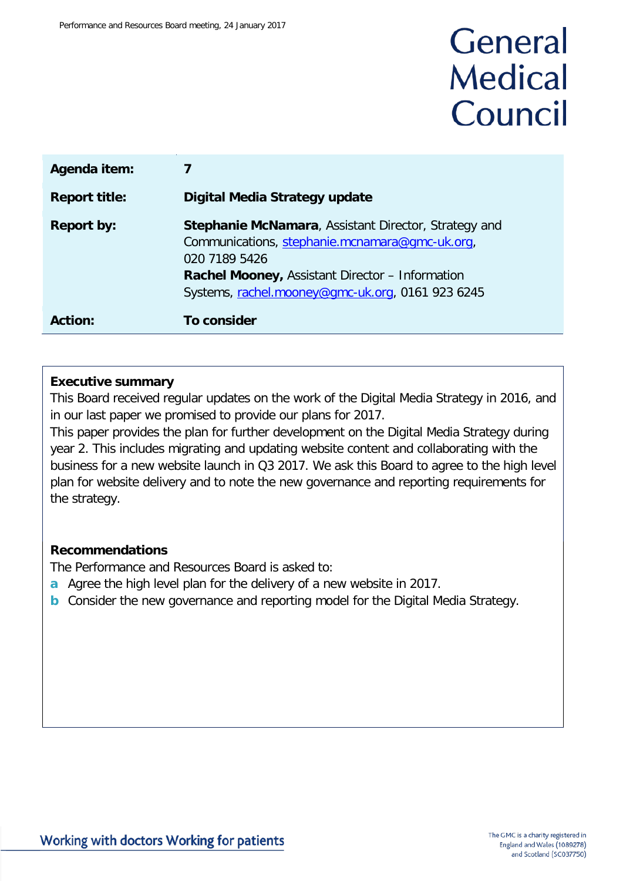# General Medical Council

| | |
|---|---|
| **Agenda item:** | **7** |
| **Report title:** | **Digital Media Strategy update** |
| **Report by:** | **Stephanie McNamara**, Assistant Director, Strategy and Communications, stephanie.mcnamara@gmc-uk.org, 020 7189 5426<br>**Rachel Mooney,** Assistant Director – Information Systems, rachel.mooney@gmc-uk.org, 0161 923 6245 |
| **Action:** | **To consider** |

## Executive summary

This Board received regular updates on the work of the Digital Media Strategy in 2016, and in our last paper we promised to provide our plans for 2017.

This paper provides the plan for further development on the Digital Media Strategy during year 2. This includes migrating and updating website content and collaborating with the business for a new website launch in Q3 2017. We ask this Board to agree to the high level plan for website delivery and to note the new governance and reporting requirements for the strategy.

## Recommendations

The Performance and Resources Board is asked to:

- **a** Agree the high level plan for the delivery of a new website in 2017.
- **b** Consider the new governance and reporting model for the Digital Media Strategy.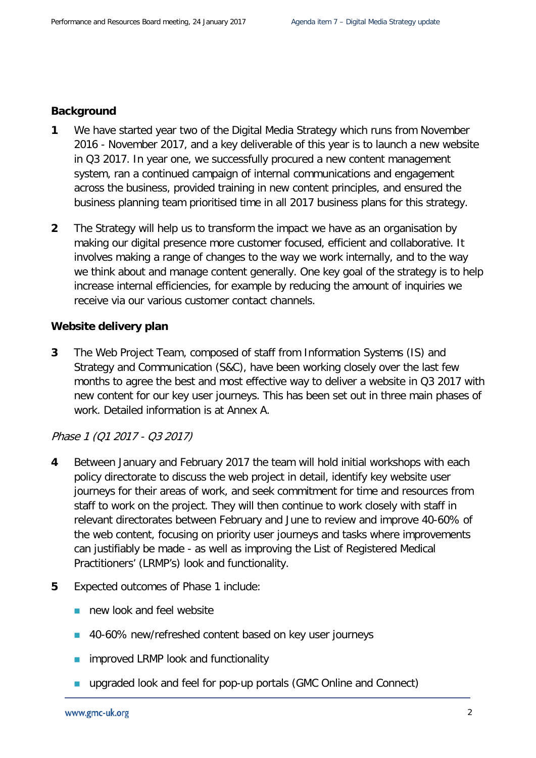## Background

**1** We have started year two of the Digital Media Strategy which runs from November 2016 - November 2017, and a key deliverable of this year is to launch a new website in Q3 2017. In year one, we successfully procured a new content management system, ran a continued campaign of internal communications and engagement across the business, provided training in new content principles, and ensured the business planning team prioritised time in all 2017 business plans for this strategy.

**2** The Strategy will help us to transform the impact we have as an organisation by making our digital presence more customer focused, efficient and collaborative. It involves making a range of changes to the way we work internally, and to the way we think about and manage content generally. One key goal of the strategy is to help increase internal efficiencies, for example by reducing the amount of inquiries we receive via our various customer contact channels.

## Website delivery plan

**3** The Web Project Team, composed of staff from Information Systems (IS) and Strategy and Communication (S&C), have been working closely over the last few months to agree the best and most effective way to deliver a website in Q3 2017 with new content for our key user journeys. This has been set out in three main phases of work. Detailed information is at Annex A.

*Phase 1 (Q1 2017 - Q3 2017)*

**4** Between January and February 2017 the team will hold initial workshops with each policy directorate to discuss the web project in detail, identify key website user journeys for their areas of work, and seek commitment for time and resources from staff to work on the project. They will then continue to work closely with staff in relevant directorates between February and June to review and improve 40-60% of the web content, focusing on priority user journeys and tasks where improvements can justifiably be made - as well as improving the List of Registered Medical Practitioners' (LRMP's) look and functionality.

**5** Expected outcomes of Phase 1 include:

- new look and feel website
- 40-60% new/refreshed content based on key user journeys
- improved LRMP look and functionality
- upgraded look and feel for pop-up portals (GMC Online and Connect)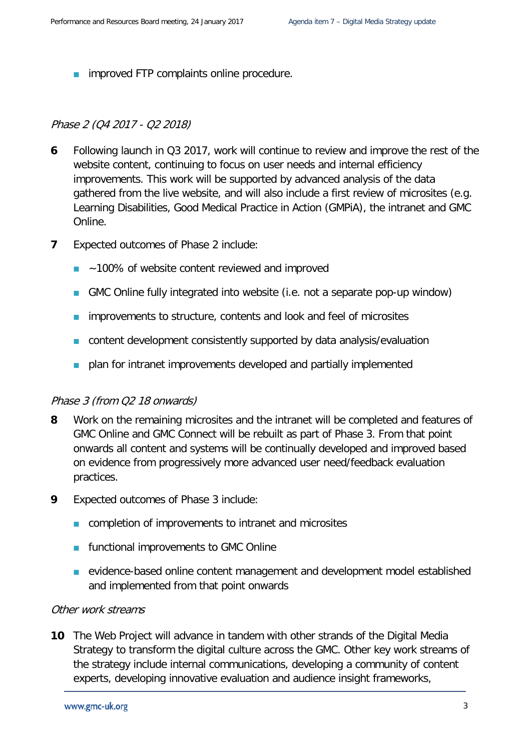- improved FTP complaints online procedure.

*Phase 2 (Q4 2017 - Q2 2018)*

**6** Following launch in Q3 2017, work will continue to review and improve the rest of the website content, continuing to focus on user needs and internal efficiency improvements. This work will be supported by advanced analysis of the data gathered from the live website, and will also include a first review of microsites (e.g. Learning Disabilities, Good Medical Practice in Action (GMPiA), the intranet and GMC Online.

**7** Expected outcomes of Phase 2 include:

- ~100% of website content reviewed and improved
- GMC Online fully integrated into website (i.e. not a separate pop-up window)
- improvements to structure, contents and look and feel of microsites
- content development consistently supported by data analysis/evaluation
- plan for intranet improvements developed and partially implemented

*Phase 3 (from Q2 18 onwards)*

**8** Work on the remaining microsites and the intranet will be completed and features of GMC Online and GMC Connect will be rebuilt as part of Phase 3. From that point onwards all content and systems will be continually developed and improved based on evidence from progressively more advanced user need/feedback evaluation practices.

**9** Expected outcomes of Phase 3 include:

- completion of improvements to intranet and microsites
- functional improvements to GMC Online
- evidence-based online content management and development model established and implemented from that point onwards

*Other work streams*

**10** The Web Project will advance in tandem with other strands of the Digital Media Strategy to transform the digital culture across the GMC. Other key work streams of the strategy include internal communications, developing a community of content experts, developing innovative evaluation and audience insight frameworks,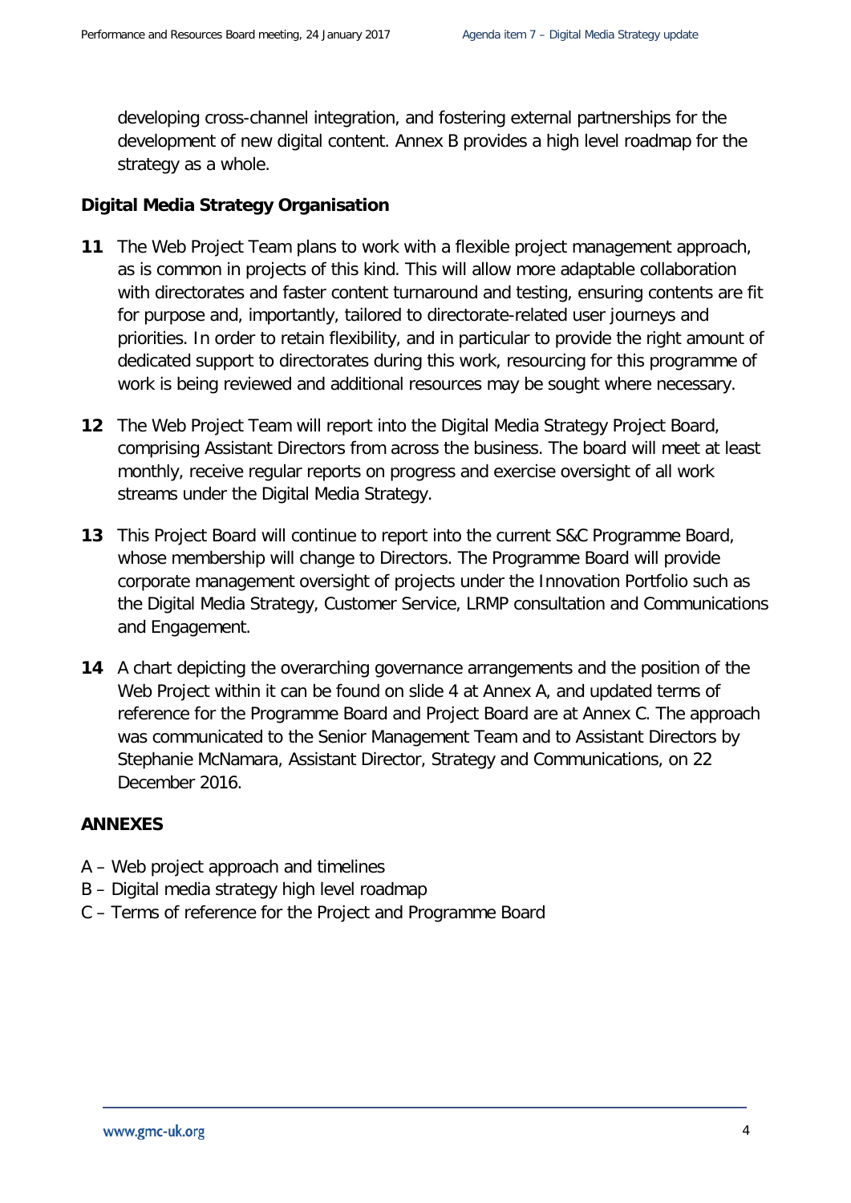developing cross-channel integration, and fostering external partnerships for the development of new digital content. Annex B provides a high level roadmap for the strategy as a whole.

**Digital Media Strategy Organisation**

**11** The Web Project Team plans to work with a flexible project management approach, as is common in projects of this kind. This will allow more adaptable collaboration with directorates and faster content turnaround and testing, ensuring contents are fit for purpose and, importantly, tailored to directorate-related user journeys and priorities. In order to retain flexibility, and in particular to provide the right amount of dedicated support to directorates during this work, resourcing for this programme of work is being reviewed and additional resources may be sought where necessary.

**12** The Web Project Team will report into the Digital Media Strategy Project Board, comprising Assistant Directors from across the business. The board will meet at least monthly, receive regular reports on progress and exercise oversight of all work streams under the Digital Media Strategy.

**13** This Project Board will continue to report into the current S&C Programme Board, whose membership will change to Directors. The Programme Board will provide corporate management oversight of projects under the Innovation Portfolio such as the Digital Media Strategy, Customer Service, LRMP consultation and Communications and Engagement.

**14** A chart depicting the overarching governance arrangements and the position of the Web Project within it can be found on slide 4 at Annex A, and updated terms of reference for the Programme Board and Project Board are at Annex C. The approach was communicated to the Senior Management Team and to Assistant Directors by Stephanie McNamara, Assistant Director, Strategy and Communications, on 22 December 2016.

**ANNEXES**

A – Web project approach and timelines
B – Digital media strategy high level roadmap
C – Terms of reference for the Project and Programme Board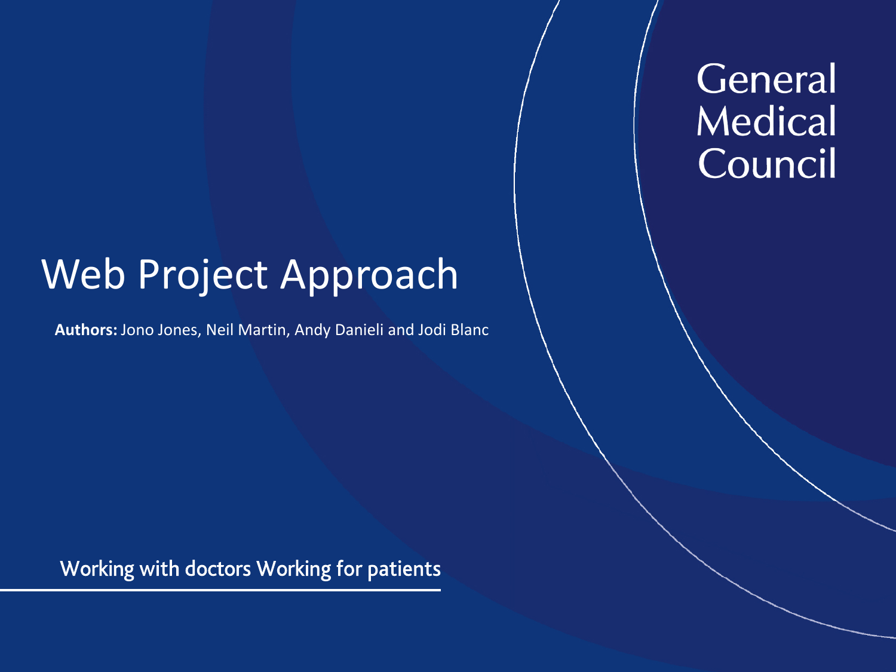General Medical Council

# Web Project Approach

**Authors:** Jono Jones, Neil Martin, Andy Danieli and Jodi Blanc

Working with doctors Working for patients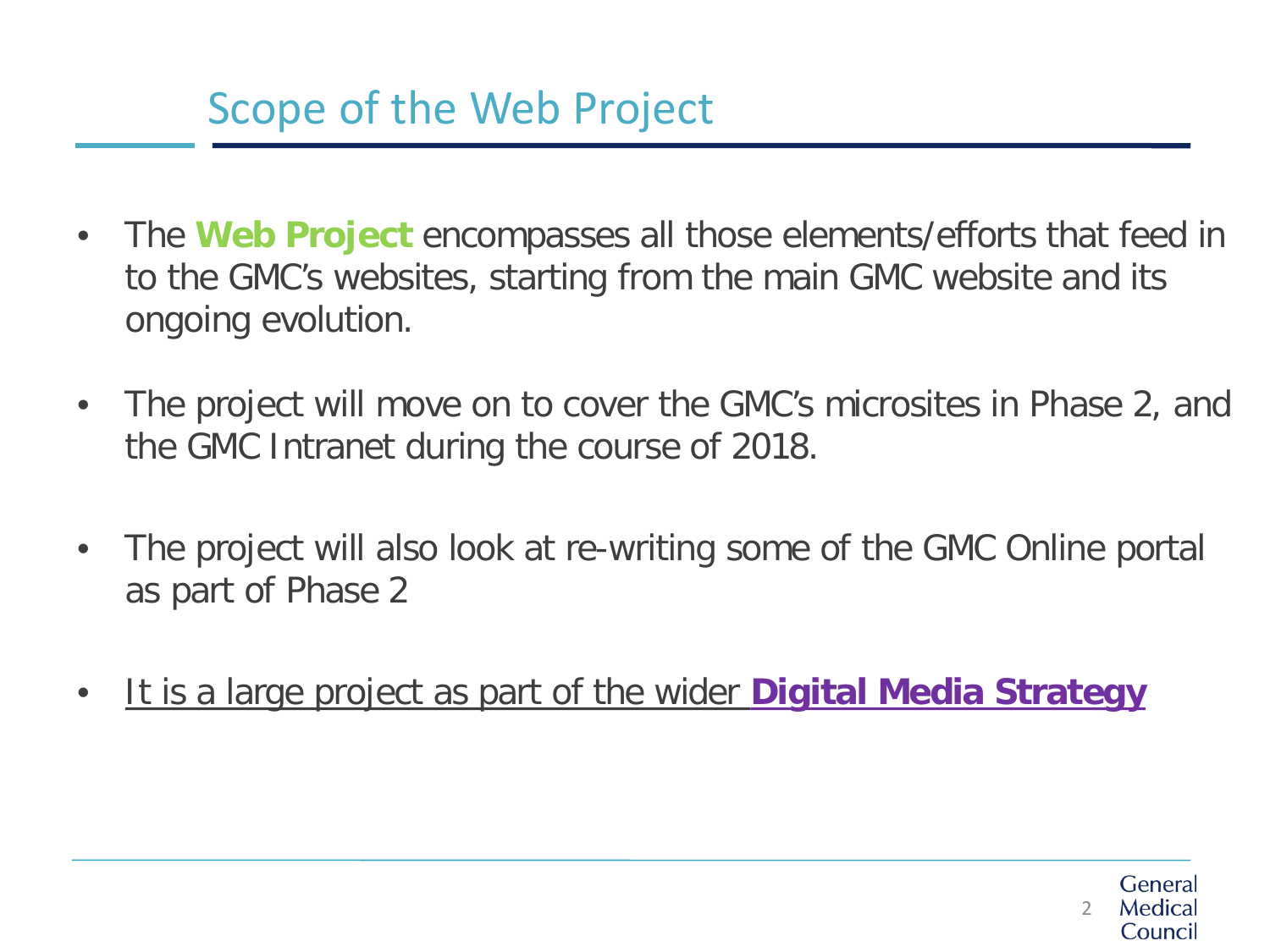# Scope of the Web Project

- The **Web Project** encompasses all those elements/efforts that feed in to the GMC's websites, starting from the main GMC website and its ongoing evolution.
- The project will move on to cover the GMC's microsites in Phase 2, and the GMC Intranet during the course of 2018.
- The project will also look at re-writing some of the GMC Online portal as part of Phase 2
- It is a large project as part of the wider **Digital Media Strategy**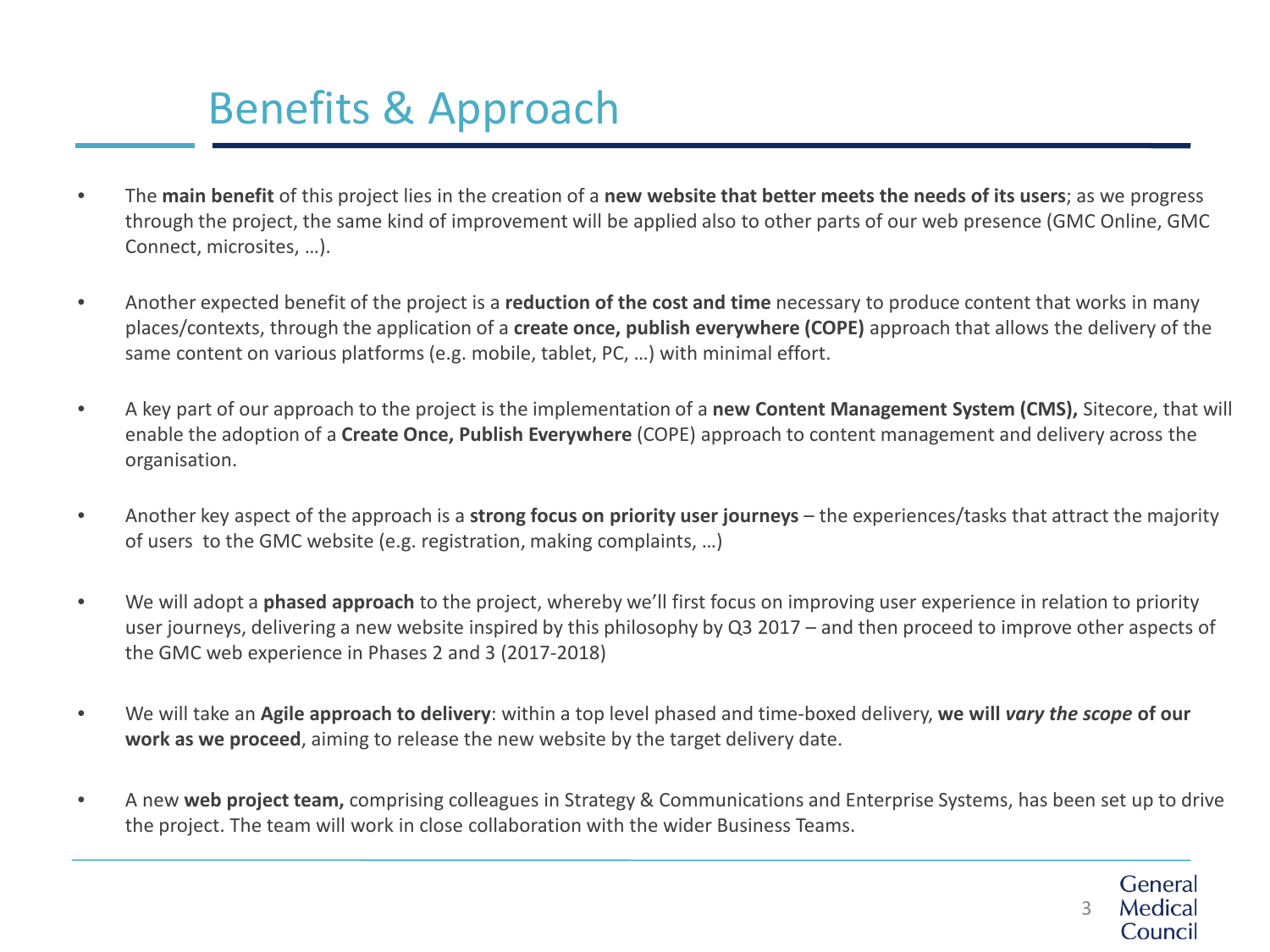# Benefits & Approach

- The **main benefit** of this project lies in the creation of a **new website that better meets the needs of its users**; as we progress through the project, the same kind of improvement will be applied also to other parts of our web presence (GMC Online, GMC Connect, microsites, …).

- Another expected benefit of the project is a **reduction of the cost and time** necessary to produce content that works in many places/contexts, through the application of a **create once, publish everywhere (COPE)** approach that allows the delivery of the same content on various platforms (e.g. mobile, tablet, PC, …) with minimal effort.

- A key part of our approach to the project is the implementation of a **new Content Management System (CMS),** Sitecore, that will enable the adoption of a **Create Once, Publish Everywhere** (COPE) approach to content management and delivery across the organisation.

- Another key aspect of the approach is a **strong focus on priority user journeys** – the experiences/tasks that attract the majority of users to the GMC website (e.g. registration, making complaints, …)

- We will adopt a **phased approach** to the project, whereby we'll first focus on improving user experience in relation to priority user journeys, delivering a new website inspired by this philosophy by Q3 2017 – and then proceed to improve other aspects of the GMC web experience in Phases 2 and 3 (2017-2018)

- We will take an **Agile approach to delivery**: within a top level phased and time-boxed delivery, **we will *vary the scope* of our work as we proceed**, aiming to release the new website by the target delivery date.

- A new **web project team,** comprising colleagues in Strategy & Communications and Enterprise Systems, has been set up to drive the project. The team will work in close collaboration with the wider Business Teams.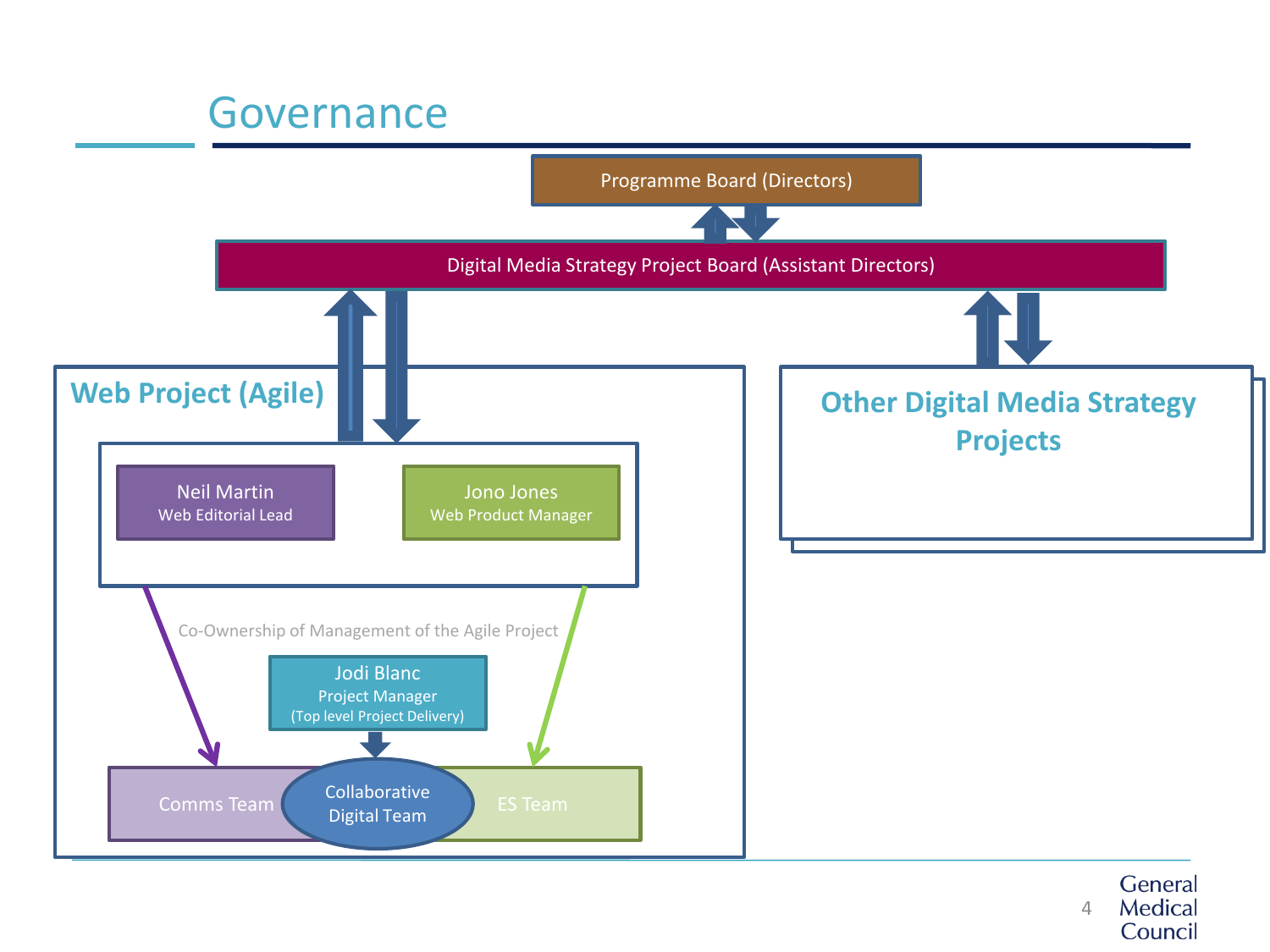# Governance

Programme Board (Directors)

Digital Media Strategy Project Board (Assistant Directors)

## Web Project (Agile)

Neil Martin
Web Editorial Lead

Jono Jones
Web Product Manager

Co-Ownership of Management of the Agile Project

Jodi Blanc
Project Manager
(Top level Project Delivery)

Comms Team

Collaborative Digital Team

ES Team

## Other Digital Media Strategy Projects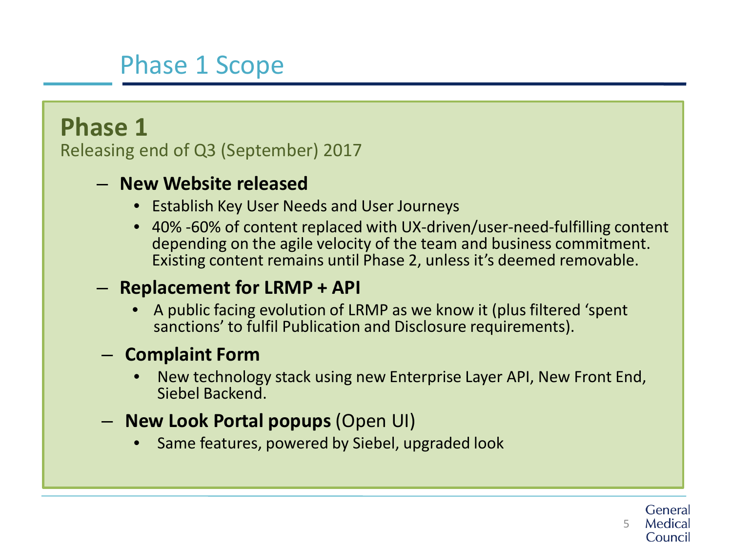# Phase 1 Scope

## Phase 1

Releasing end of Q3 (September) 2017

- **New Website released**
  - Establish Key User Needs and User Journeys
  - 40% -60% of content replaced with UX-driven/user-need-fulfilling content depending on the agile velocity of the team and business commitment. Existing content remains until Phase 2, unless it's deemed removable.
- **Replacement for LRMP + API**
  - A public facing evolution of LRMP as we know it (plus filtered 'spent sanctions' to fulfil Publication and Disclosure requirements).
- **Complaint Form**
  - New technology stack using new Enterprise Layer API, New Front End, Siebel Backend.
- **New Look Portal popups** (Open UI)
  - Same features, powered by Siebel, upgraded look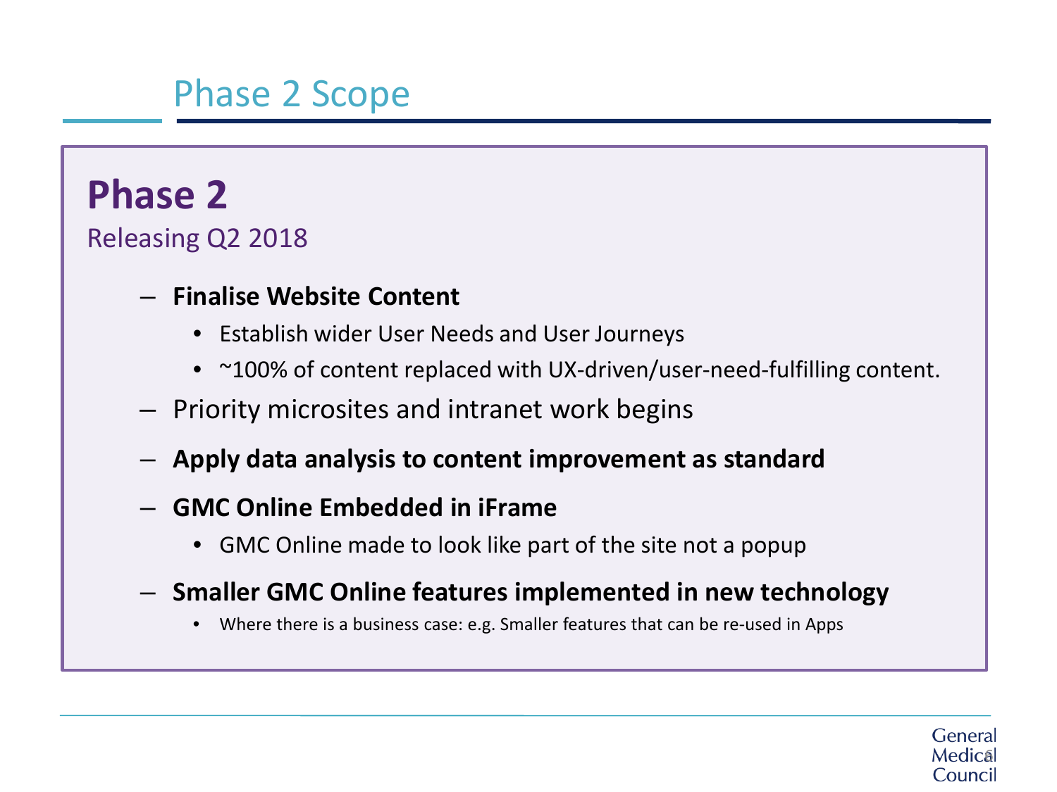# Phase 2 Scope

## Phase 2

Releasing Q2 2018

- **Finalise Website Content**
  - Establish wider User Needs and User Journeys
  - ~100% of content replaced with UX-driven/user-need-fulfilling content.
- Priority microsites and intranet work begins
- **Apply data analysis to content improvement as standard**
- **GMC Online Embedded in iFrame**
  - GMC Online made to look like part of the site not a popup
- **Smaller GMC Online features implemented in new technology**
  - Where there is a business case: e.g. Smaller features that can be re-used in Apps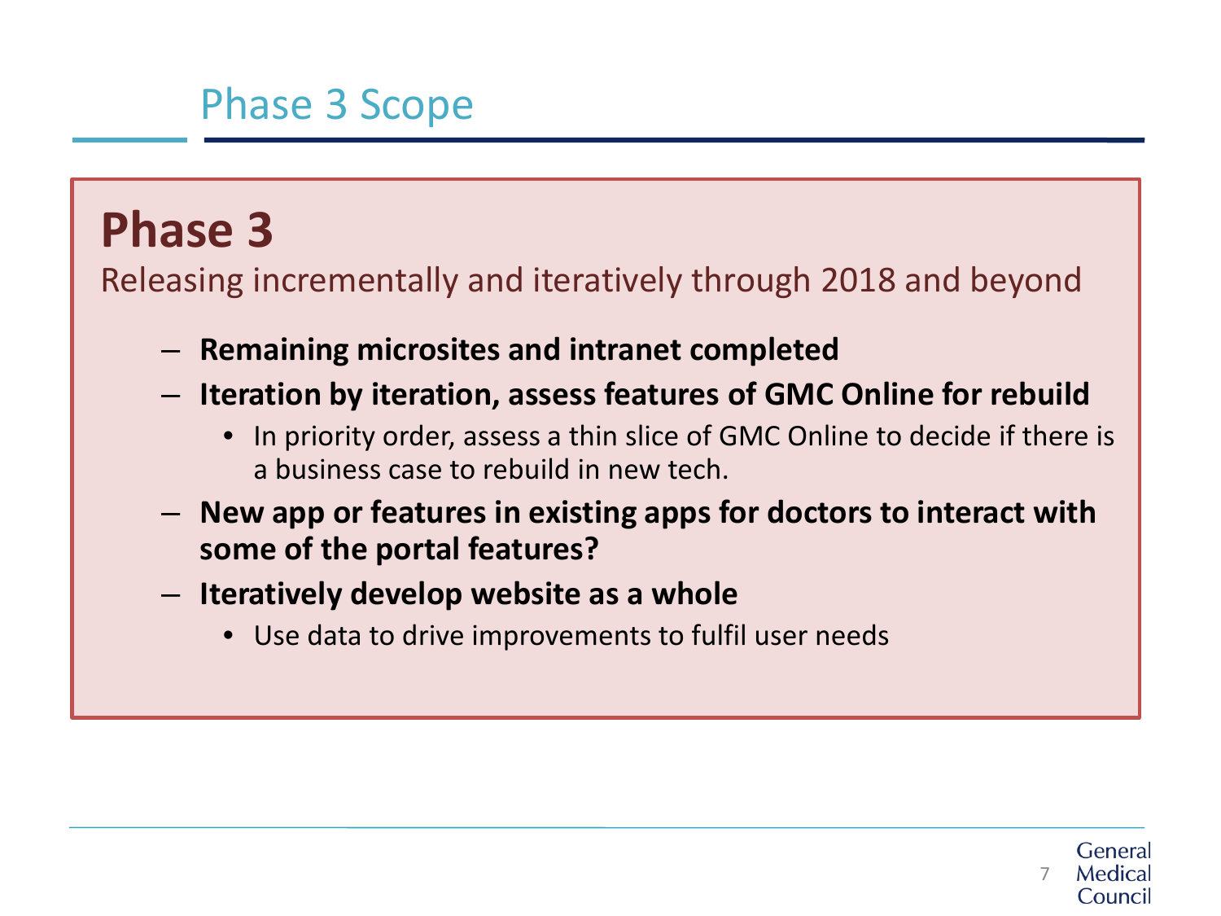# Phase 3 Scope

## Phase 3

Releasing incrementally and iteratively through 2018 and beyond

- **Remaining microsites and intranet completed**
- **Iteration by iteration, assess features of GMC Online for rebuild**
  - In priority order, assess a thin slice of GMC Online to decide if there is a business case to rebuild in new tech.
- **New app or features in existing apps for doctors to interact with some of the portal features?**
- **Iteratively develop website as a whole**
  - Use data to drive improvements to fulfil user needs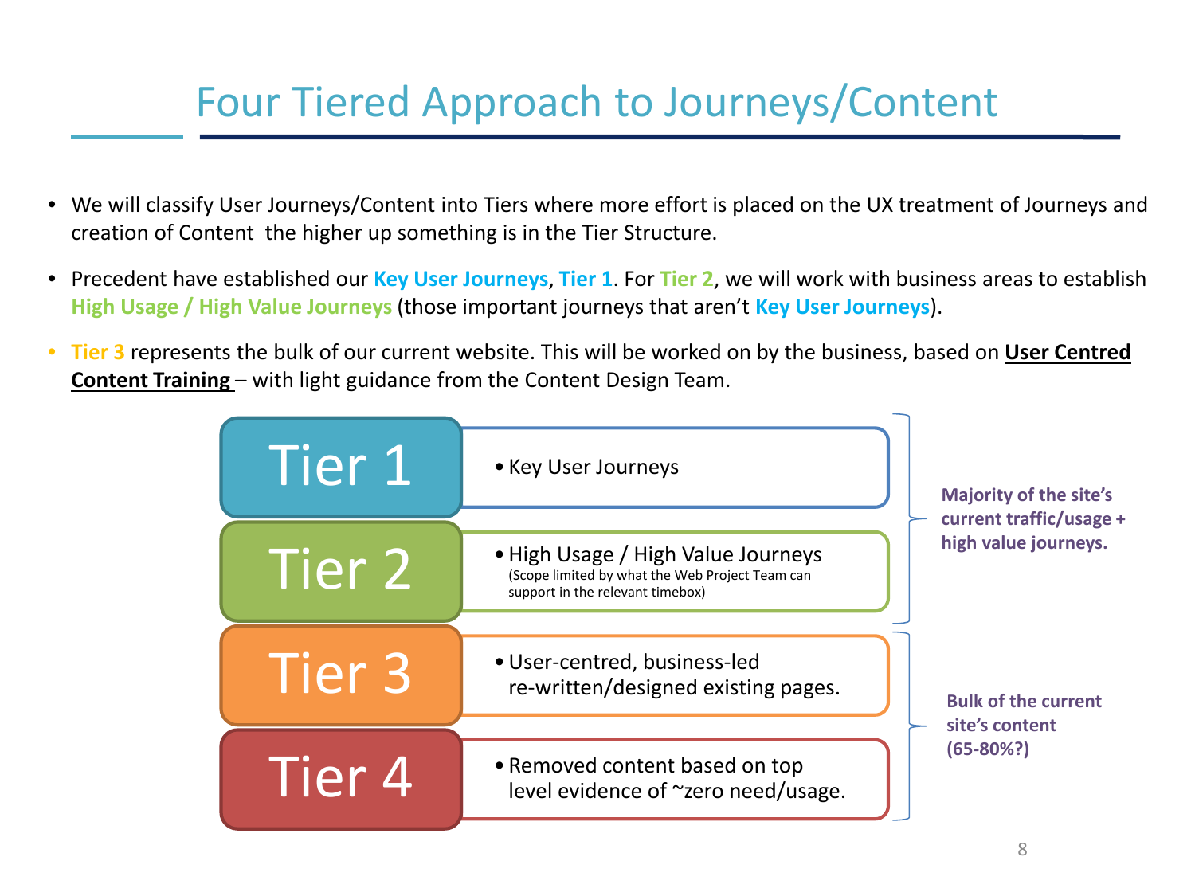# Four Tiered Approach to Journeys/Content

- We will classify User Journeys/Content into Tiers where more effort is placed on the UX treatment of Journeys and creation of Content the higher up something is in the Tier Structure.
- Precedent have established our **Key User Journeys**, **Tier 1**. For **Tier 2**, we will work with business areas to establish **High Usage / High Value Journeys** (those important journeys that aren't **Key User Journeys**).
- **Tier 3** represents the bulk of our current website. This will be worked on by the business, based on **User Centred Content Training** – with light guidance from the Content Design Team.

| Tier | Description |
|---|---|
| Tier 1 | • Key User Journeys |
| Tier 2 | • High Usage / High Value Journeys (Scope limited by what the Web Project Team can support in the relevant timebox) |
| Tier 3 | • User-centred, business-led re-written/designed existing pages. |
| Tier 4 | • Removed content based on top level evidence of ~zero need/usage. |

**Tiers 1–2: Majority of the site's current traffic/usage + high value journeys.**

**Tiers 3–4: Bulk of the current site's content (65-80%?)**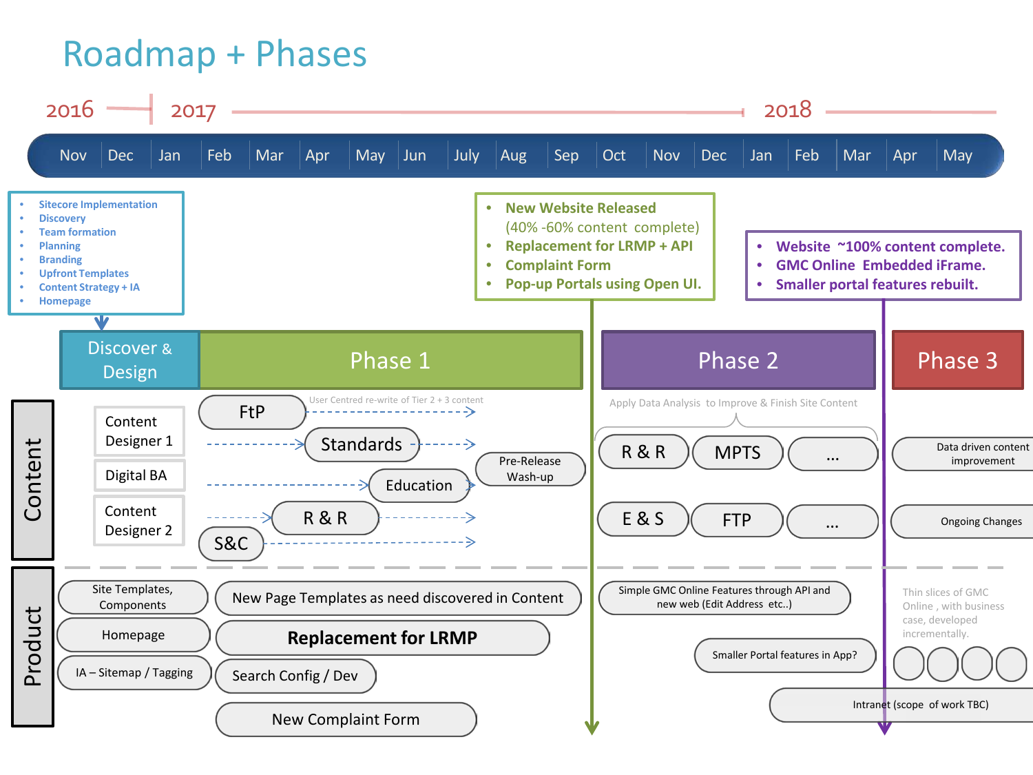# Roadmap + Phases

2016 | 2017 | 2018

| Nov | Dec | Jan | Feb | Mar | Apr | May | Jun | July | Aug | Sep | Oct | Nov | Dec | Jan | Feb | Mar | Apr | May |
|---|---|---|---|---|---|---|---|---|---|---|---|---|---|---|---|---|---|---|

- Sitecore Implementation
- Discovery
- Team formation
- Planning
- Branding
- Upfront Templates
- Content Strategy + IA
- Homepage

- **New Website Released** (40% -60% content complete)
- **Replacement for LRMP + API**
- **Complaint Form**
- **Pop-up Portals using Open UI.**

- **Website ~100% content complete.**
- **GMC Online Embedded iFrame.**
- **Smaller portal features rebuilt.**

## Discover & Design | Phase 1 | Phase 2 | Phase 3

### Content

**Discover & Design / Phase 1:**

- Content Designer 1
- Digital BA
- Content Designer 2

User Centred re-write of Tier 2 + 3 content

- FtP
- Standards
- Education
- R & R
- S&C
- Pre-Release Wash-up

**Phase 2:** Apply Data Analysis to Improve & Finish Site Content

- R & R
- MPTS
- ...
- E & S
- FTP
- ...

**Phase 3:**

- Data driven content improvement
- Ongoing Changes

### Product

**Discover & Design:**

- Site Templates, Components
- Homepage
- IA – Sitemap / Tagging

**Phase 1:**

- New Page Templates as need discovered in Content
- **Replacement for LRMP**
- Search Config / Dev
- New Complaint Form

**Phase 2:**

- Simple GMC Online Features through API and new web (Edit Address etc..)
- Smaller Portal features in App?

**Phase 3:**

- Thin slices of GMC Online , with business case, developed incrementally.
- Intranet (scope of work TBC)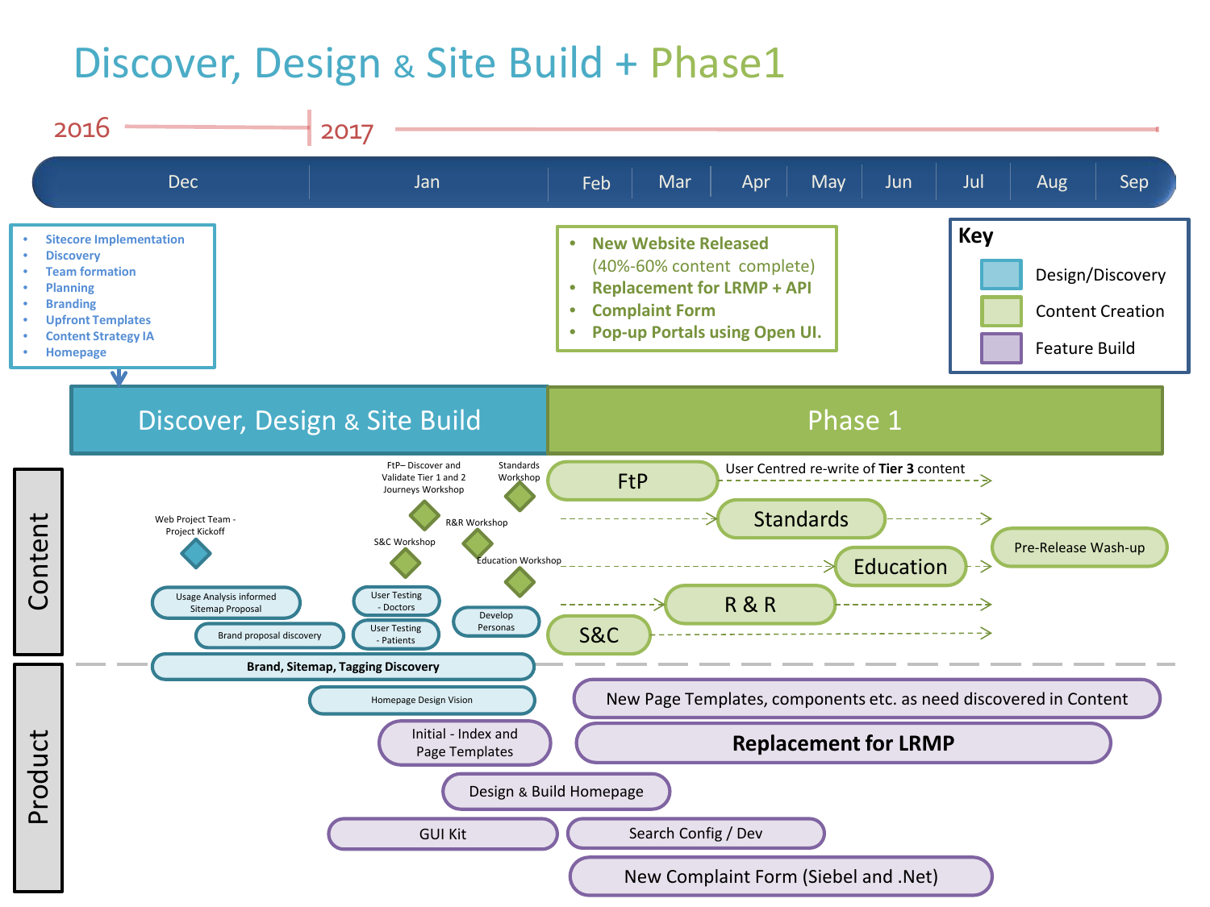# Discover, Design & Site Build + Phase1

2016 | 2017

Dec | Jan | Feb | Mar | Apr | May | Jun | Jul | Aug | Sep

- Sitecore Implementation
- Discovery
- Team formation
- Planning
- Branding
- Upfront Templates
- Content Strategy IA
- Homepage

- **New Website Released** (40%-60% content complete)
- **Replacement for LRMP + API**
- **Complaint Form**
- **Pop-up Portals using Open UI.**

**Key**

- Design/Discovery
- Content Creation
- Feature Build

## Discover, Design & Site Build | Phase 1

### Content

- Web Project Team - Project Kickoff
- FtP– Discover and Validate Tier 1 and 2 Journeys Workshop
- Standards Workshop
- R&R Workshop
- S&C Workshop
- Education Workshop
- Usage Analysis informed Sitemap Proposal
- Brand proposal discovery
- User Testing - Doctors
- User Testing - Patients
- Develop Personas
- FtP — User Centred re-write of **Tier 3** content
- Standards
- Education
- R & R
- S&C
- Pre-Release Wash-up

### Product

- Brand, Sitemap, Tagging Discovery
- Homepage Design Vision
- Initial - Index and Page Templates
- Design & Build Homepage
- GUI Kit
- New Page Templates, components etc. as need discovered in Content
- **Replacement for LRMP**
- Search Config / Dev
- New Complaint Form (Siebel and .Net)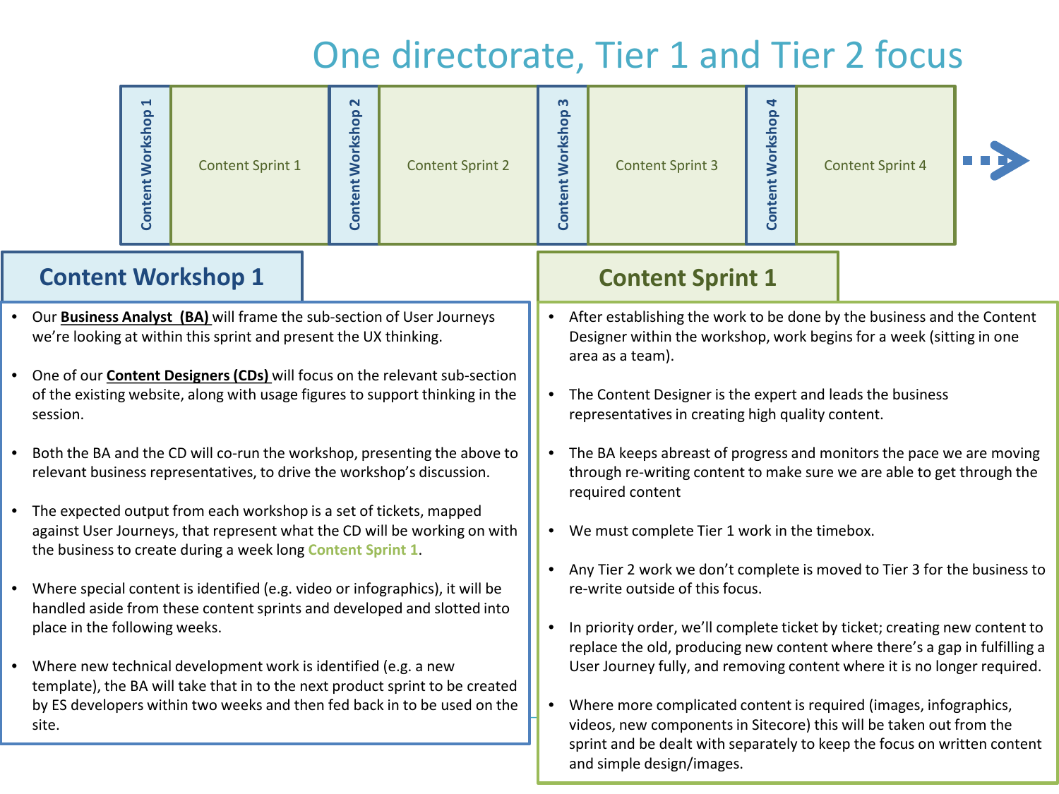# One directorate, Tier 1 and Tier 2 focus

Content Workshop 1 → Content Sprint 1 → Content Workshop 2 → Content Sprint 2 → Content Workshop 3 → Content Sprint 3 → Content Workshop 4 → Content Sprint 4 →

## Content Workshop 1

- Our **Business Analyst (BA)** will frame the sub-section of User Journeys we're looking at within this sprint and present the UX thinking.
- One of our **Content Designers (CDs)** will focus on the relevant sub-section of the existing website, along with usage figures to support thinking in the session.
- Both the BA and the CD will co-run the workshop, presenting the above to relevant business representatives, to drive the workshop's discussion.
- The expected output from each workshop is a set of tickets, mapped against User Journeys, that represent what the CD will be working on with the business to create during a week long **Content Sprint 1**.
- Where special content is identified (e.g. video or infographics), it will be handled aside from these content sprints and developed and slotted into place in the following weeks.
- Where new technical development work is identified (e.g. a new template), the BA will take that in to the next product sprint to be created by ES developers within two weeks and then fed back in to be used on the site.

## Content Sprint 1

- After establishing the work to be done by the business and the Content Designer within the workshop, work begins for a week (sitting in one area as a team).
- The Content Designer is the expert and leads the business representatives in creating high quality content.
- The BA keeps abreast of progress and monitors the pace we are moving through re-writing content to make sure we are able to get through the required content
- We must complete Tier 1 work in the timebox.
- Any Tier 2 work we don't complete is moved to Tier 3 for the business to re-write outside of this focus.
- In priority order, we'll complete ticket by ticket; creating new content to replace the old, producing new content where there's a gap in fulfilling a User Journey fully, and removing content where it is no longer required.
- Where more complicated content is required (images, infographics, videos, new components in Sitecore) this will be taken out from the sprint and be dealt with separately to keep the focus on written content and simple design/images.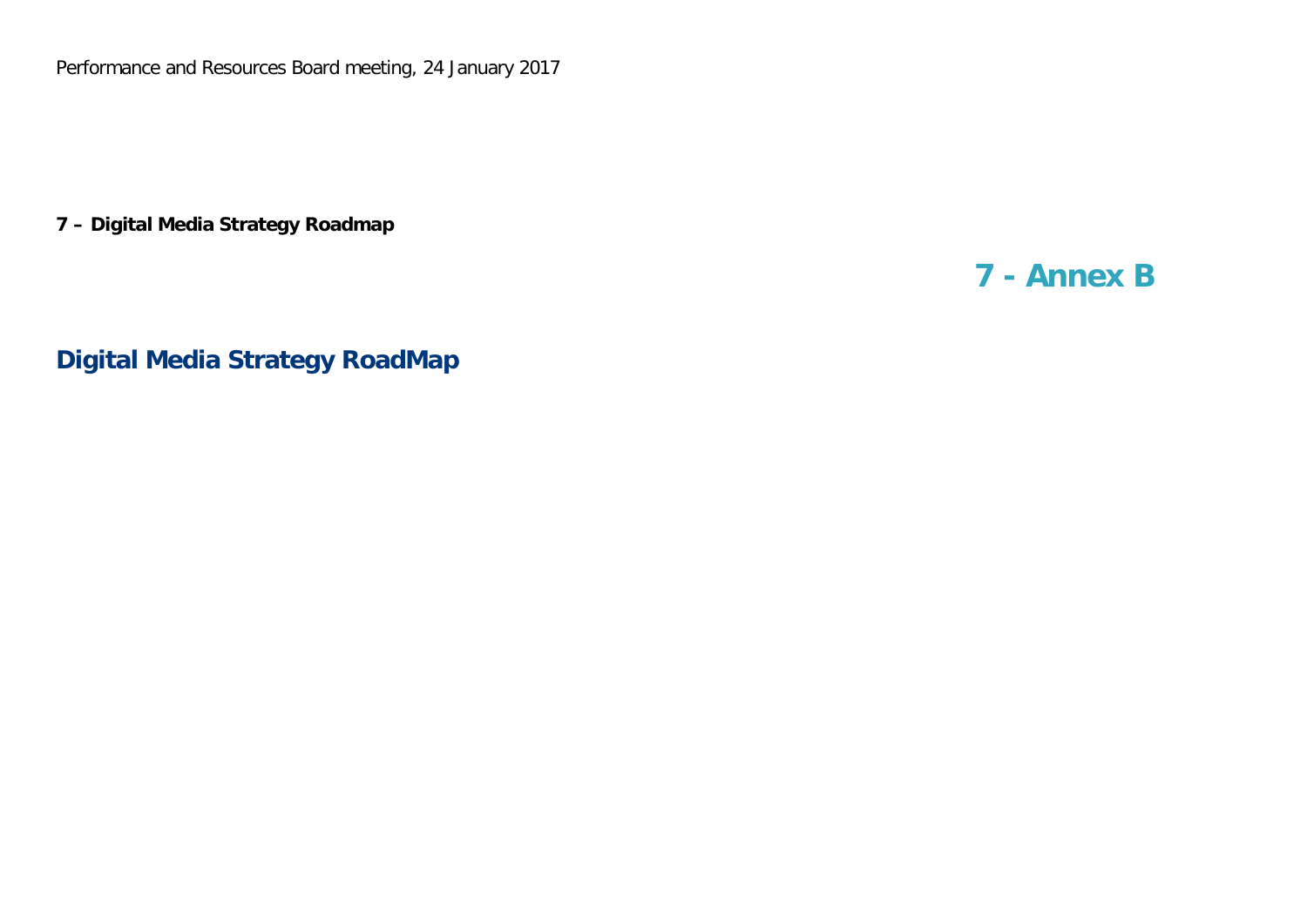Performance and Resources Board meeting, 24 January 2017

**7 – Digital Media Strategy Roadmap**

## 7 - Annex B

## Digital Media Strategy RoadMap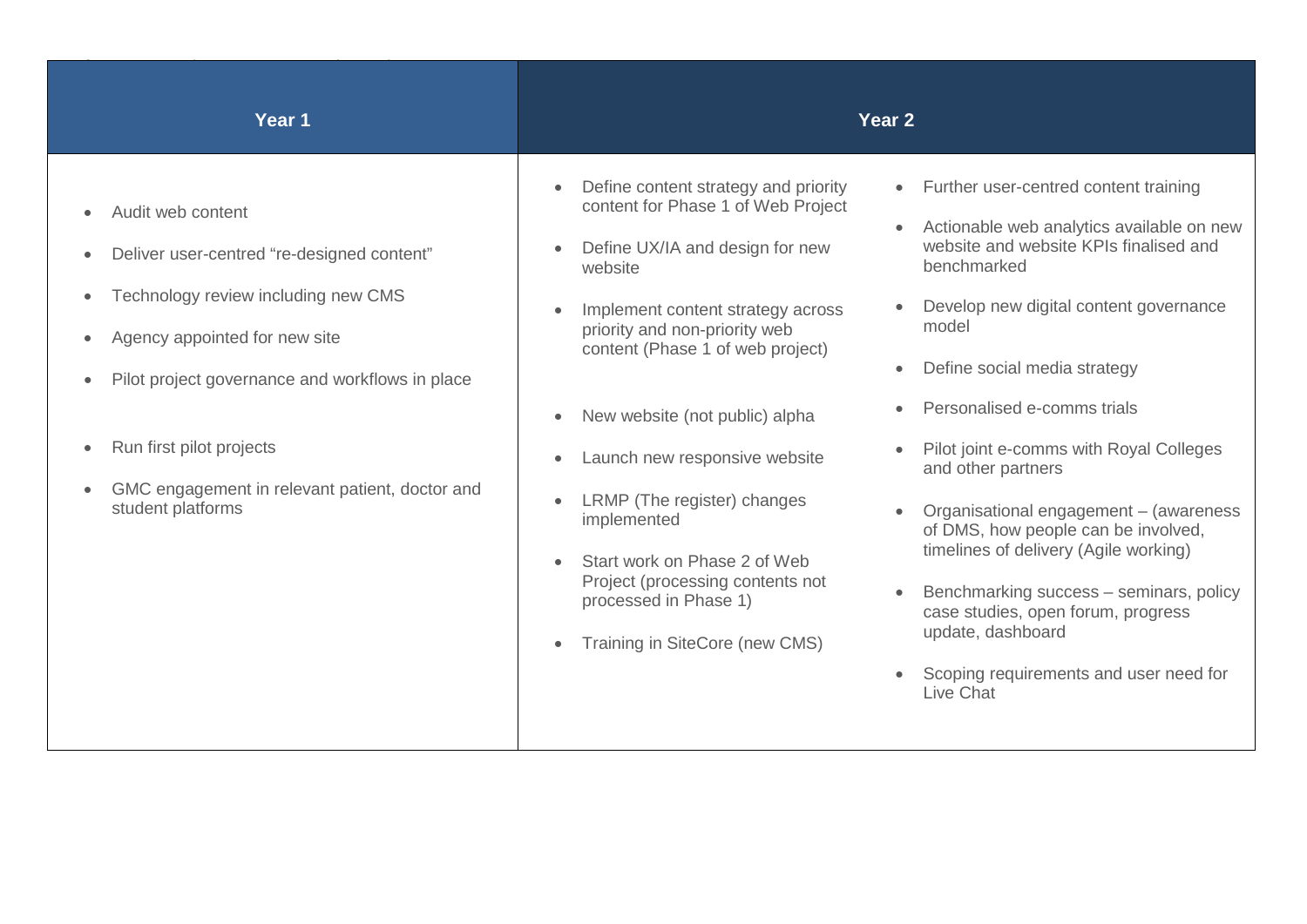| Year 1 | Year 2 | |
|---|---|---|
| <ul><li>Audit web content</li><li>Deliver user-centred "re-designed content"</li><li>Technology review including new CMS</li><li>Agency appointed for new site</li><li>Pilot project governance and workflows in place</li><li>Run first pilot projects</li><li>GMC engagement in relevant patient, doctor and student platforms</li></ul> | <ul><li>Define content strategy and priority content for Phase 1 of Web Project</li><li>Define UX/IA and design for new website</li><li>Implement content strategy across priority and non-priority web content (Phase 1 of web project)</li><li>New website (not public) alpha</li><li>Launch new responsive website</li><li>LRMP (The register) changes implemented</li><li>Start work on Phase 2 of Web Project (processing contents not processed in Phase 1)</li><li>Training in SiteCore (new CMS)</li></ul> | <ul><li>Further user-centred content training</li><li>Actionable web analytics available on new website and website KPIs finalised and benchmarked</li><li>Develop new digital content governance model</li><li>Define social media strategy</li><li>Personalised e-comms trials</li><li>Pilot joint e-comms with Royal Colleges and other partners</li><li>Organisational engagement – (awareness of DMS, how people can be involved, timelines of delivery (Agile working)</li><li>Benchmarking success – seminars, policy case studies, open forum, progress update, dashboard</li><li>Scoping requirements and user need for Live Chat</li></ul> |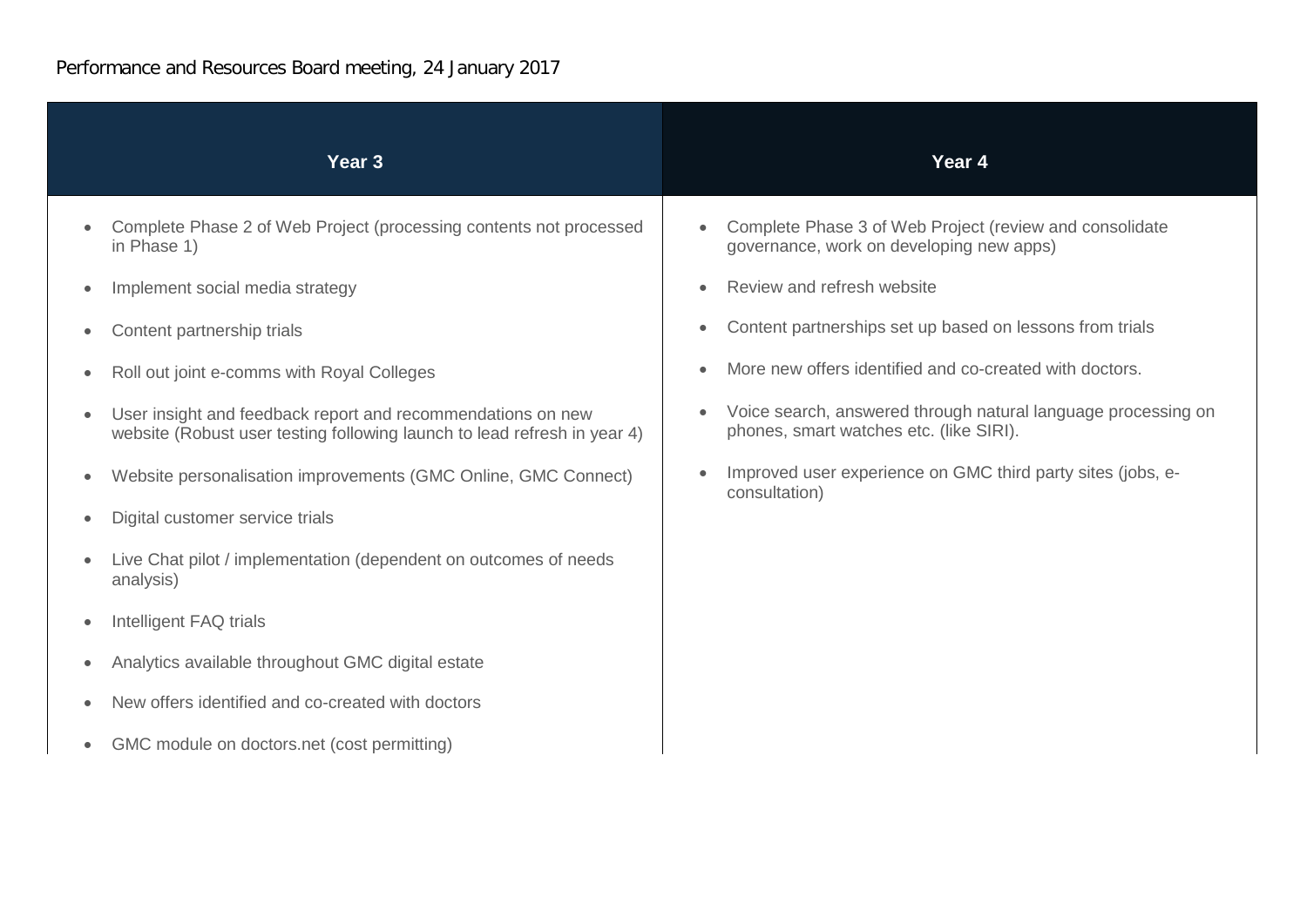| Year 3 | Year 4 |
|---|---|
| • Complete Phase 2 of Web Project (processing contents not processed in Phase 1)<br>• Implement social media strategy<br>• Content partnership trials<br>• Roll out joint e-comms with Royal Colleges<br>• User insight and feedback report and recommendations on new website (Robust user testing following launch to lead refresh in year 4)<br>• Website personalisation improvements (GMC Online, GMC Connect)<br>• Digital customer service trials<br>• Live Chat pilot / implementation (dependent on outcomes of needs analysis)<br>• Intelligent FAQ trials<br>• Analytics available throughout GMC digital estate<br>• New offers identified and co-created with doctors<br>• GMC module on doctors.net (cost permitting) | • Complete Phase 3 of Web Project (review and consolidate governance, work on developing new apps)<br>• Review and refresh website<br>• Content partnerships set up based on lessons from trials<br>• More new offers identified and co-created with doctors.<br>• Voice search, answered through natural language processing on phones, smart watches etc. (like SIRI).<br>• Improved user experience on GMC third party sites (jobs, e-consultation) |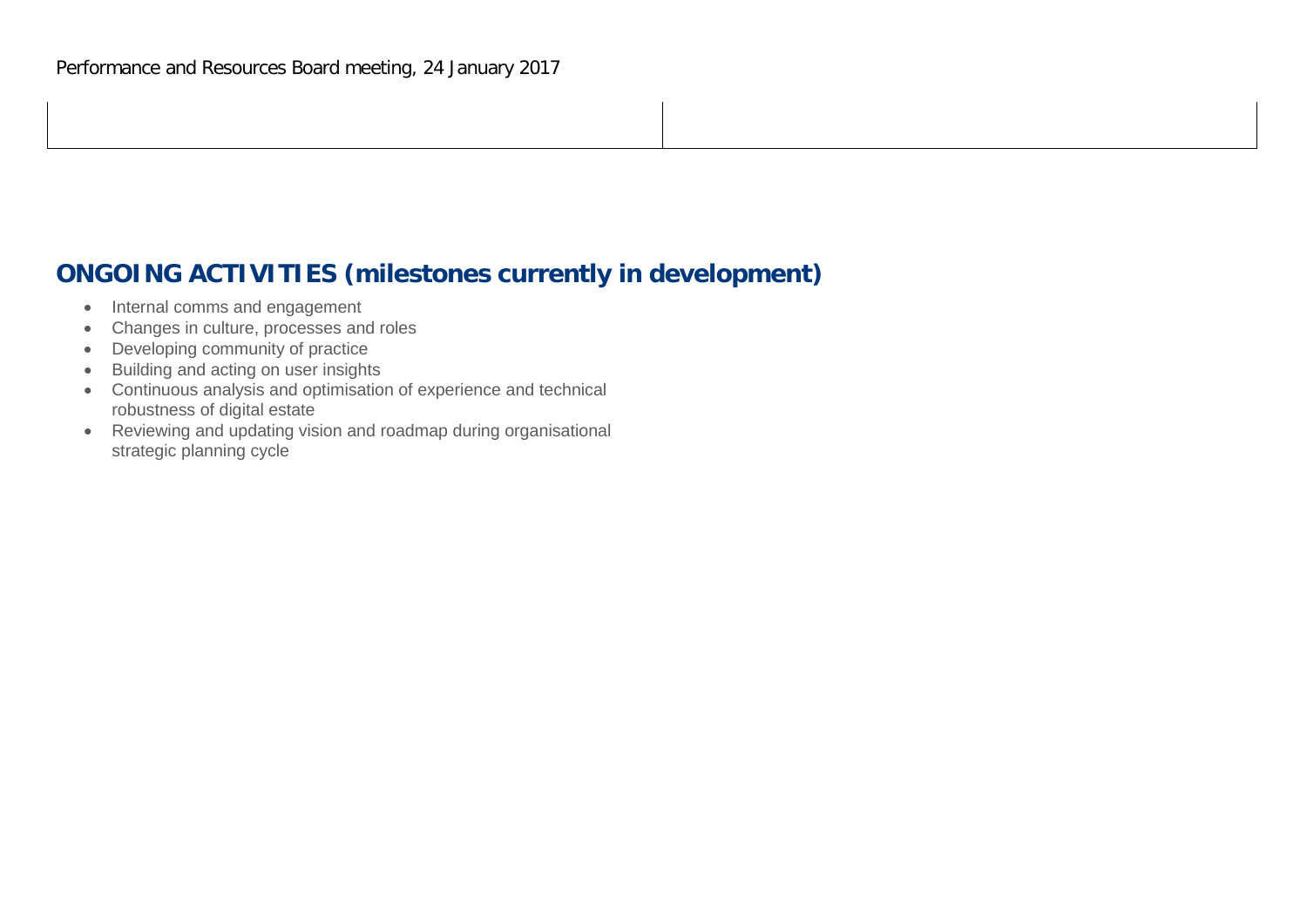## ONGOING ACTIVITIES (milestones currently in development)

- Internal comms and engagement
- Changes in culture, processes and roles
- Developing community of practice
- Building and acting on user insights
- Continuous analysis and optimisation of experience and technical robustness of digital estate
- Reviewing and updating vision and roadmap during organisational strategic planning cycle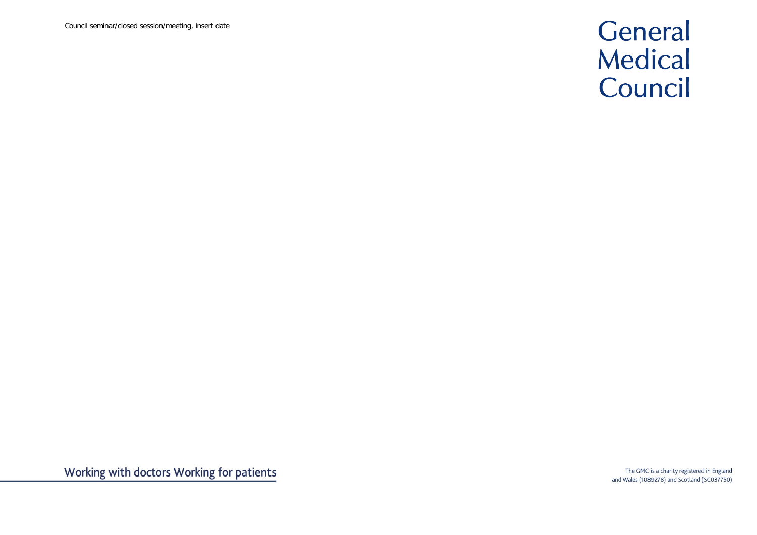Council seminar/closed session/meeting, insert date

# General Medical Council

Working with doctors Working for patients

The GMC is a charity registered in England and Wales (1089278) and Scotland (SC037750)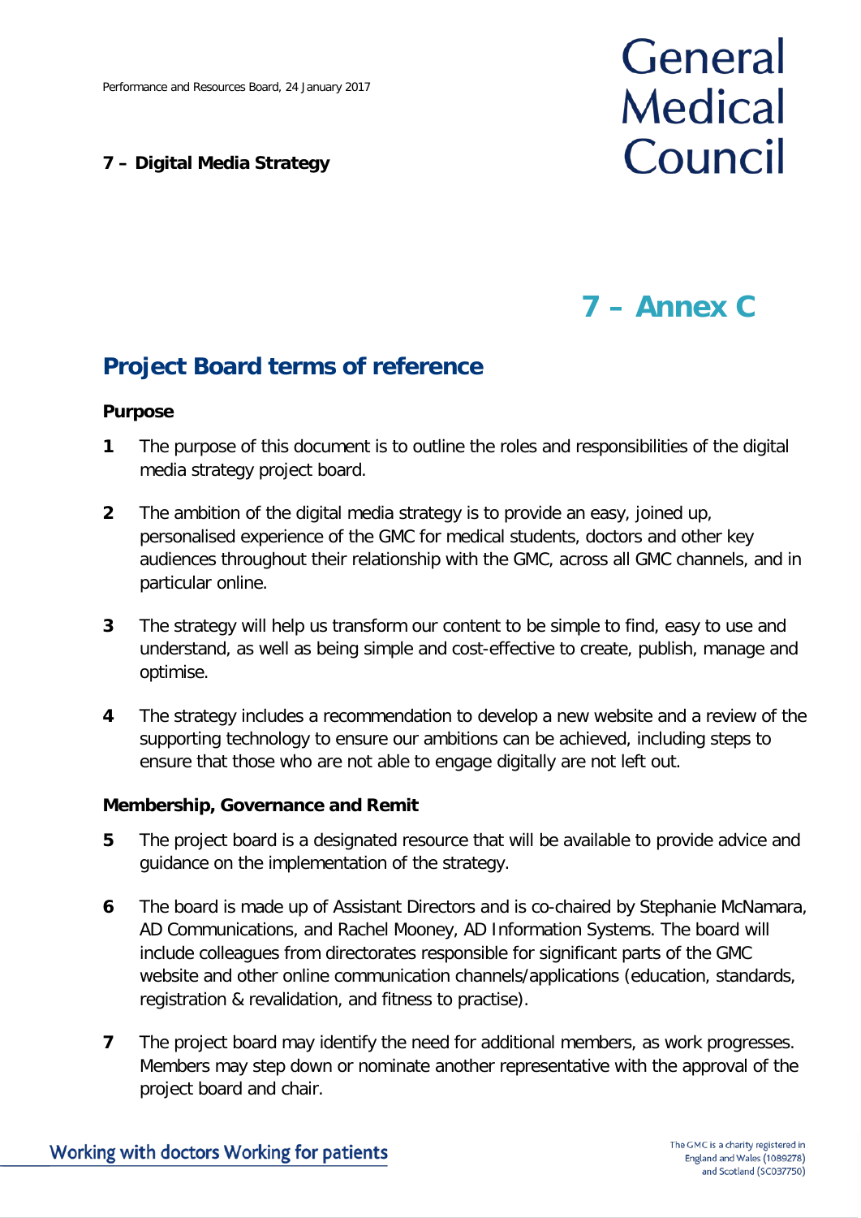# 7 – Annex C

## Project Board terms of reference

### Purpose

**1** The purpose of this document is to outline the roles and responsibilities of the digital media strategy project board.

**2** The ambition of the digital media strategy is to provide an easy, joined up, personalised experience of the GMC for medical students, doctors and other key audiences throughout their relationship with the GMC, across all GMC channels, and in particular online.

**3** The strategy will help us transform our content to be simple to find, easy to use and understand, as well as being simple and cost-effective to create, publish, manage and optimise.

**4** The strategy includes a recommendation to develop a new website and a review of the supporting technology to ensure our ambitions can be achieved, including steps to ensure that those who are not able to engage digitally are not left out.

### Membership, Governance and Remit

**5** The project board is a designated resource that will be available to provide advice and guidance on the implementation of the strategy.

**6** The board is made up of Assistant Directors and is co-chaired by Stephanie McNamara, AD Communications, and Rachel Mooney, AD Information Systems. The board will include colleagues from directorates responsible for significant parts of the GMC website and other online communication channels/applications (education, standards, registration & revalidation, and fitness to practise).

**7** The project board may identify the need for additional members, as work progresses. Members may step down or nominate another representative with the approval of the project board and chair.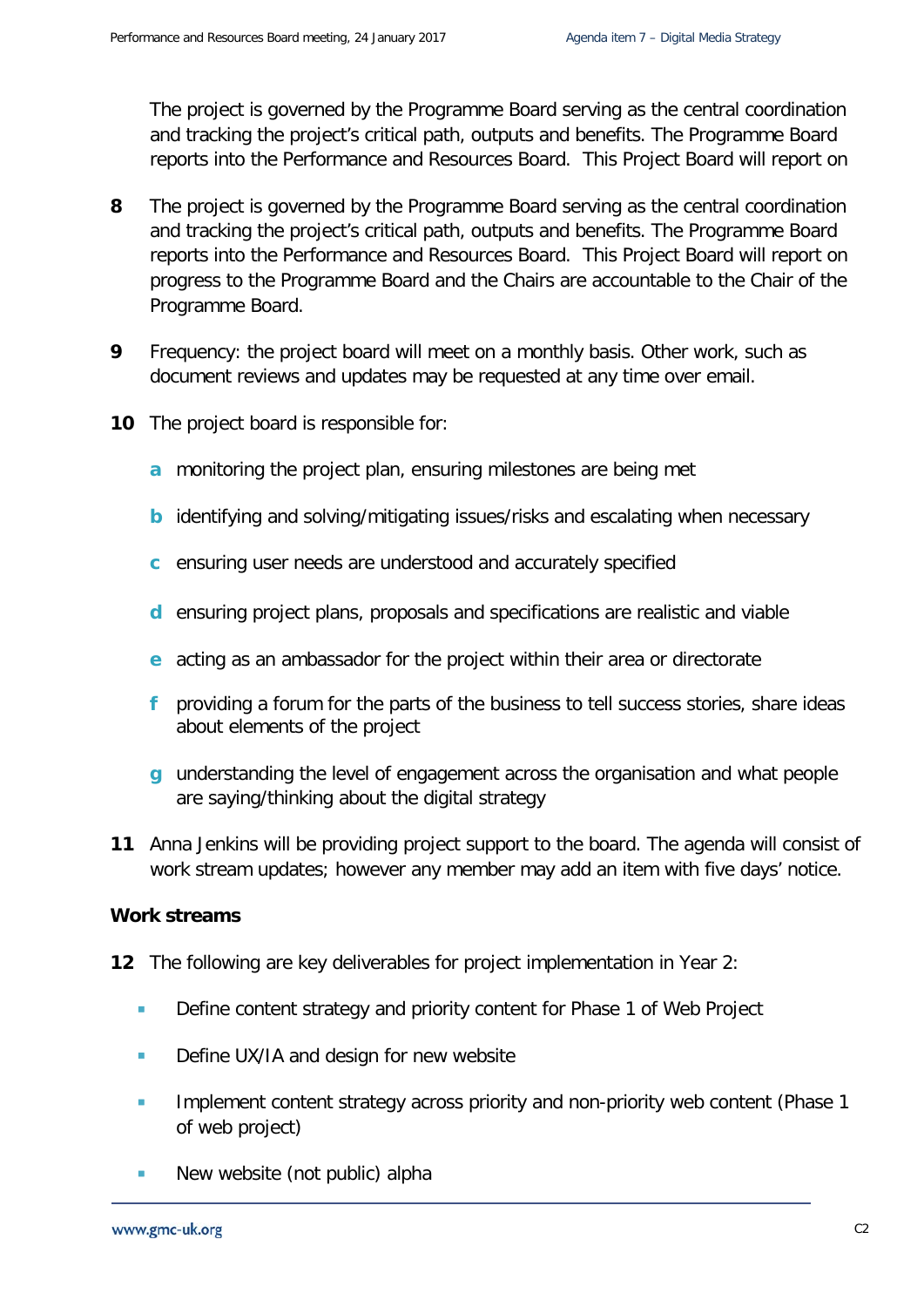The project is governed by the Programme Board serving as the central coordination and tracking the project's critical path, outputs and benefits. The Programme Board reports into the Performance and Resources Board.  This Project Board will report on

**8** The project is governed by the Programme Board serving as the central coordination and tracking the project's critical path, outputs and benefits. The Programme Board reports into the Performance and Resources Board.  This Project Board will report on progress to the Programme Board and the Chairs are accountable to the Chair of the Programme Board.

**9** Frequency: the project board will meet on a monthly basis. Other work, such as document reviews and updates may be requested at any time over email.

**10** The project board is responsible for:

- **a** monitoring the project plan, ensuring milestones are being met
- **b** identifying and solving/mitigating issues/risks and escalating when necessary
- **c** ensuring user needs are understood and accurately specified
- **d** ensuring project plans, proposals and specifications are realistic and viable
- **e** acting as an ambassador for the project within their area or directorate
- **f** providing a forum for the parts of the business to tell success stories, share ideas about elements of the project
- **g** understanding the level of engagement across the organisation and what people are saying/thinking about the digital strategy

**11** Anna Jenkins will be providing project support to the board. The agenda will consist of work stream updates; however any member may add an item with five days' notice.

**Work streams**

**12** The following are key deliverables for project implementation in Year 2:

- Define content strategy and priority content for Phase 1 of Web Project
- Define UX/IA and design for new website
- Implement content strategy across priority and non-priority web content (Phase 1 of web project)
- New website (not public) alpha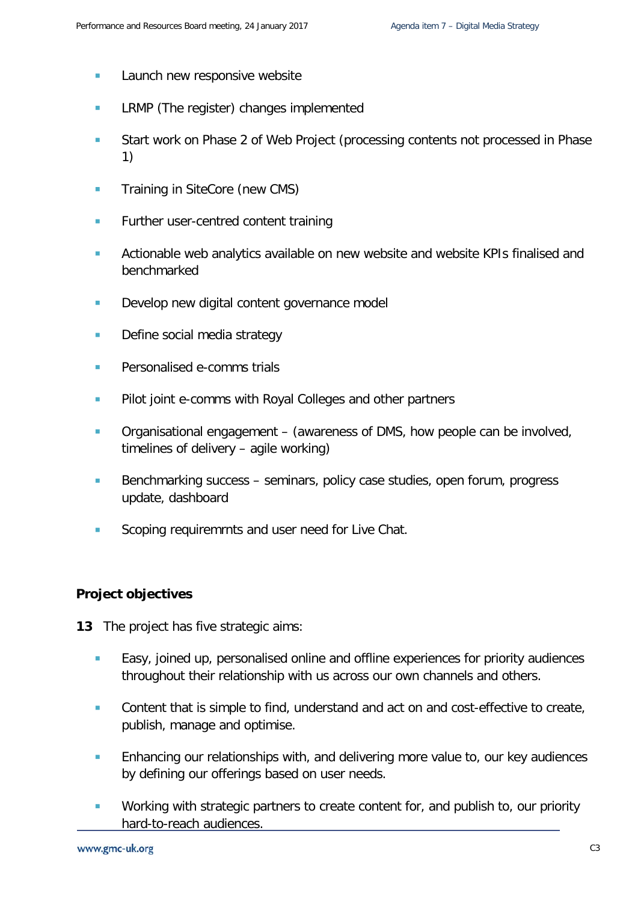- Launch new responsive website
- LRMP (The register) changes implemented
- Start work on Phase 2 of Web Project (processing contents not processed in Phase 1)
- Training in SiteCore (new CMS)
- Further user-centred content training
- Actionable web analytics available on new website and website KPIs finalised and benchmarked
- Develop new digital content governance model
- Define social media strategy
- Personalised e-comms trials
- Pilot joint e-comms with Royal Colleges and other partners
- Organisational engagement – (awareness of DMS, how people can be involved, timelines of delivery – agile working)
- Benchmarking success – seminars, policy case studies, open forum, progress update, dashboard
- Scoping requiremrnts and user need for Live Chat.

**Project objectives**

**13** The project has five strategic aims:

- Easy, joined up, personalised online and offline experiences for priority audiences throughout their relationship with us across our own channels and others.
- Content that is simple to find, understand and act on and cost-effective to create, publish, manage and optimise.
- Enhancing our relationships with, and delivering more value to, our key audiences by defining our offerings based on user needs.
- Working with strategic partners to create content for, and publish to, our priority hard-to-reach audiences.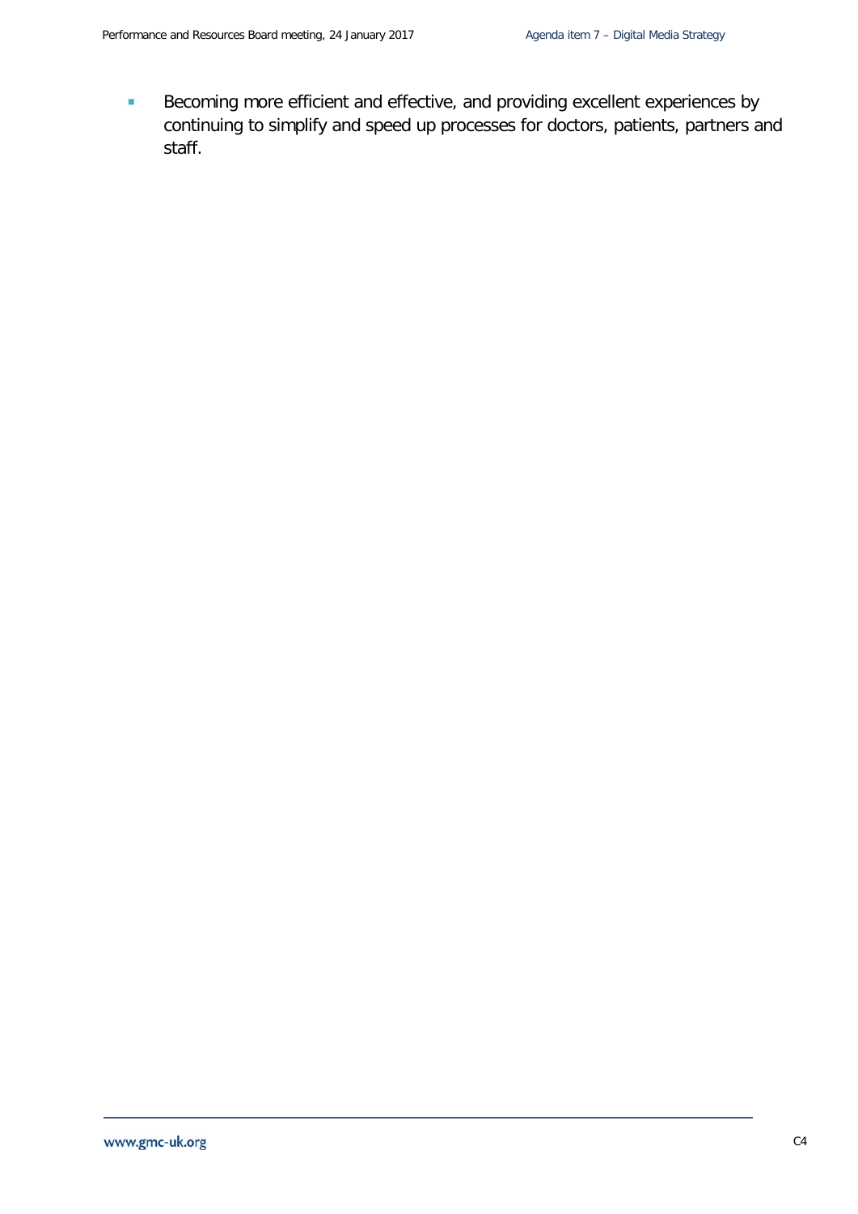- Becoming more efficient and effective, and providing excellent experiences by continuing to simplify and speed up processes for doctors, patients, partners and staff.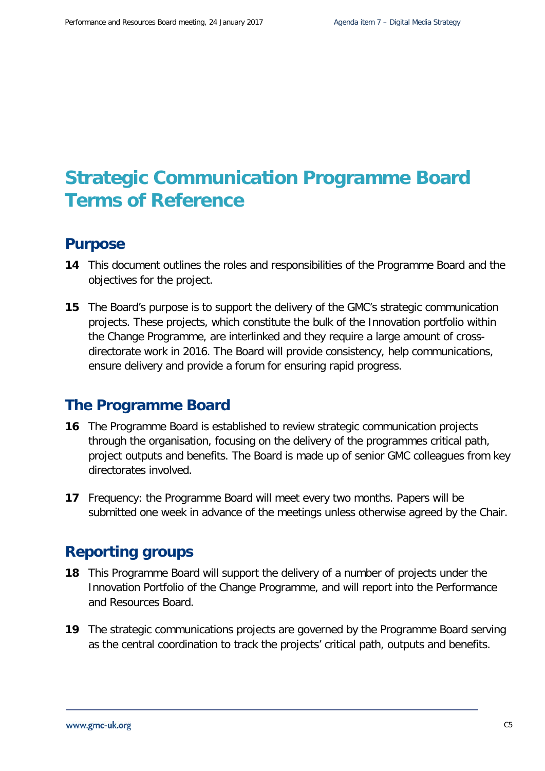# Strategic Communication Programme Board Terms of Reference

## Purpose

**14** This document outlines the roles and responsibilities of the Programme Board and the objectives for the project.

**15** The Board's purpose is to support the delivery of the GMC's strategic communication projects. These projects, which constitute the bulk of the Innovation portfolio within the Change Programme, are interlinked and they require a large amount of cross-directorate work in 2016. The Board will provide consistency, help communications, ensure delivery and provide a forum for ensuring rapid progress.

## The Programme Board

**16** The Programme Board is established to review strategic communication projects through the organisation, focusing on the delivery of the programmes critical path, project outputs and benefits. The Board is made up of senior GMC colleagues from key directorates involved.

**17** Frequency: the Programme Board will meet every two months. Papers will be submitted one week in advance of the meetings unless otherwise agreed by the Chair.

## Reporting groups

**18** This Programme Board will support the delivery of a number of projects under the Innovation Portfolio of the Change Programme, and will report into the Performance and Resources Board.

**19** The strategic communications projects are governed by the Programme Board serving as the central coordination to track the projects' critical path, outputs and benefits.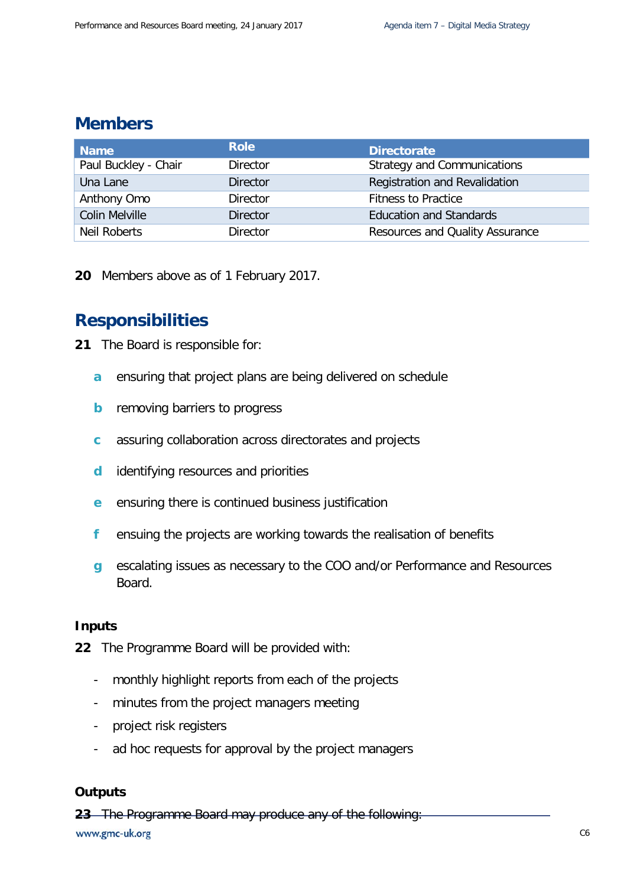## Members

| Name | Role | Directorate |
|---|---|---|
| Paul Buckley - Chair | Director | Strategy and Communications |
| Una Lane | Director | Registration and Revalidation |
| Anthony Omo | Director | Fitness to Practice |
| Colin Melville | Director | Education and Standards |
| Neil Roberts | Director | Resources and Quality Assurance |

**20** Members above as of 1 February 2017.

## Responsibilities

**21** The Board is responsible for:

- **a** ensuring that project plans are being delivered on schedule
- **b** removing barriers to progress
- **c** assuring collaboration across directorates and projects
- **d** identifying resources and priorities
- **e** ensuring there is continued business justification
- **f** ensuing the projects are working towards the realisation of benefits
- **g** escalating issues as necessary to the COO and/or Performance and Resources Board.

### Inputs

**22** The Programme Board will be provided with:

- monthly highlight reports from each of the projects
- minutes from the project managers meeting
- project risk registers
- ad hoc requests for approval by the project managers

### Outputs

**23** The Programme Board may produce any of the following: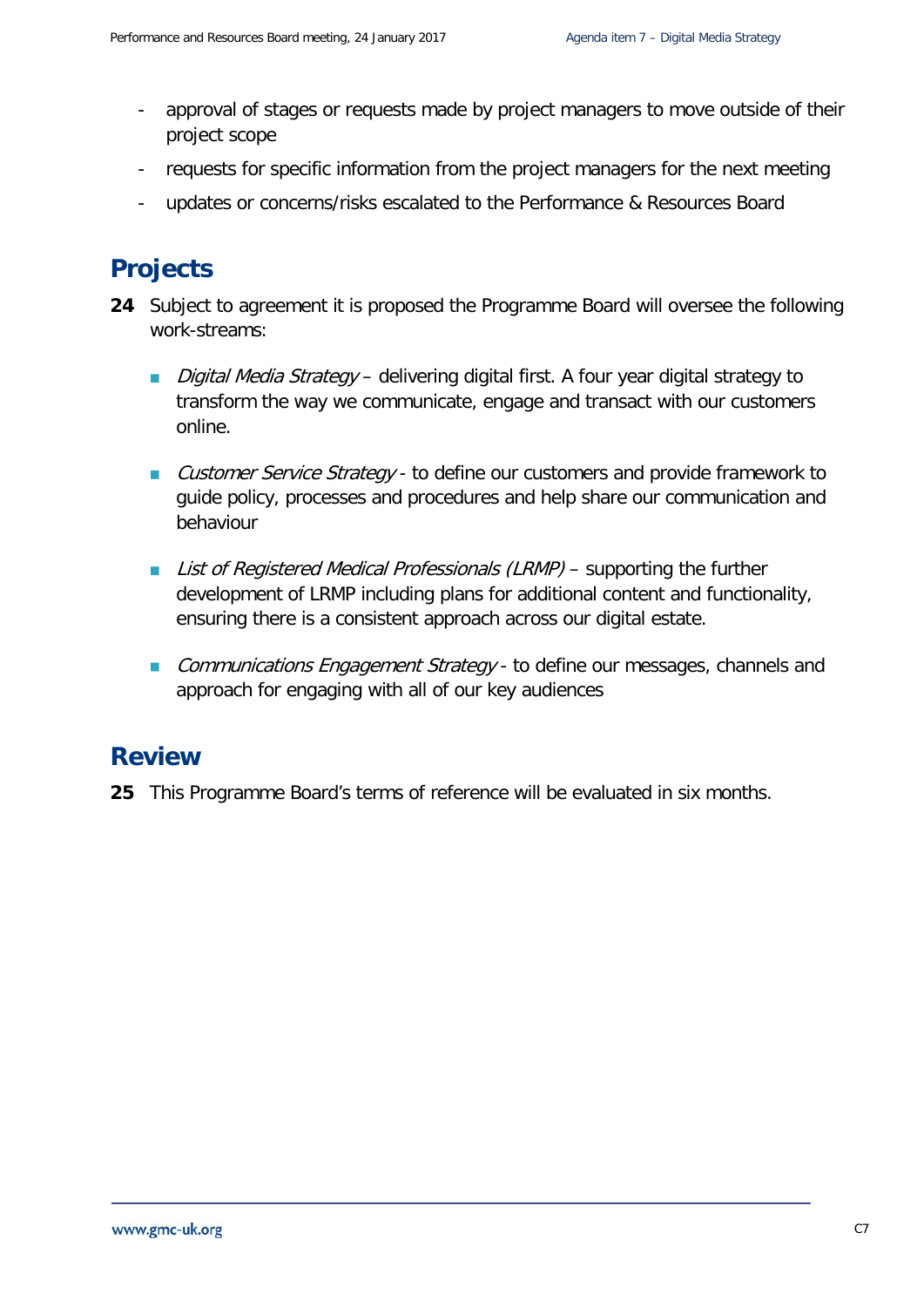- approval of stages or requests made by project managers to move outside of their project scope
- requests for specific information from the project managers for the next meeting
- updates or concerns/risks escalated to the Performance & Resources Board

## Projects

**24** Subject to agreement it is proposed the Programme Board will oversee the following work-streams:

- *Digital Media Strategy* – delivering digital first. A four year digital strategy to transform the way we communicate, engage and transact with our customers online.

- *Customer Service Strategy* - to define our customers and provide framework to guide policy, processes and procedures and help share our communication and behaviour

- *List of Registered Medical Professionals (LRMP)* – supporting the further development of LRMP including plans for additional content and functionality, ensuring there is a consistent approach across our digital estate.

- *Communications Engagement Strategy* - to define our messages, channels and approach for engaging with all of our key audiences

## Review

**25** This Programme Board's terms of reference will be evaluated in six months.